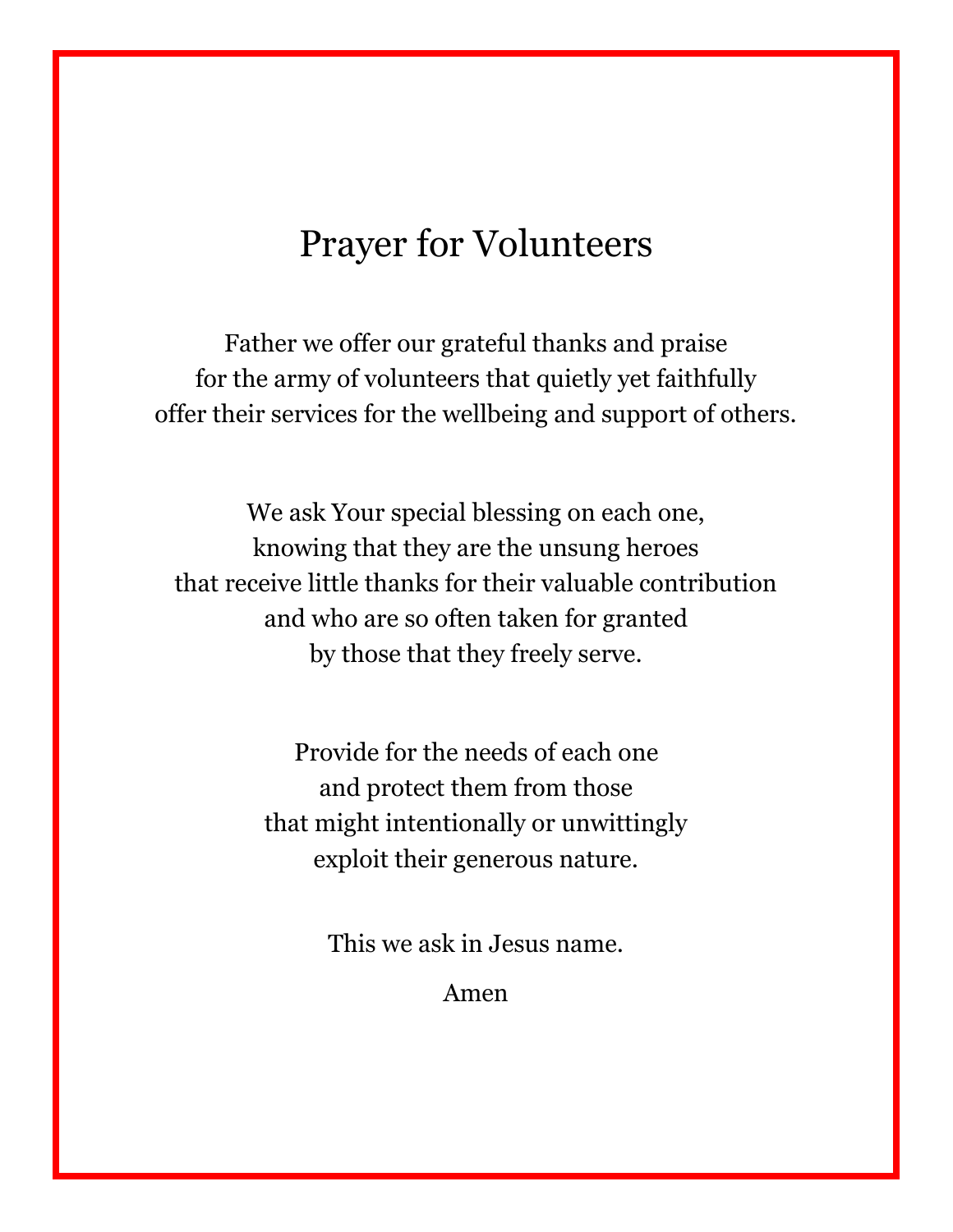# Prayer for Volunteers

Father we offer our grateful thanks and praise
for the army of volunteers that quietly yet faithfully
offer their services for the wellbeing and support of others.

We ask Your special blessing on each one,
knowing that they are the unsung heroes
that receive little thanks for their valuable contribution
and who are so often taken for granted
by those that they freely serve.

Provide for the needs of each one
and protect them from those
that might intentionally or unwittingly
exploit their generous nature.

This we ask in Jesus name.

Amen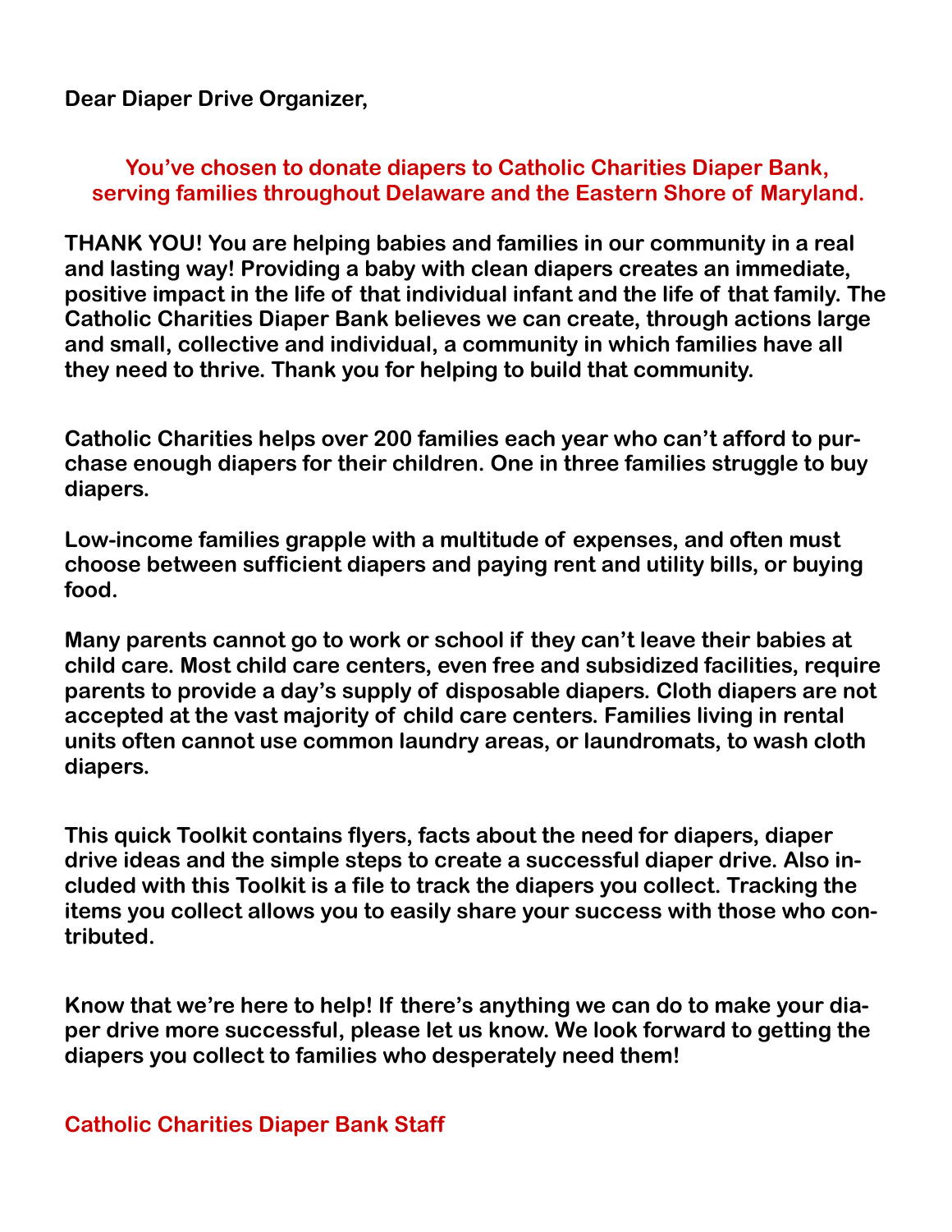**Dear Diaper Drive Organizer,**

**You've chosen to donate diapers to Catholic Charities Diaper Bank, serving families throughout Delaware and the Eastern Shore of Maryland.**

**THANK YOU! You are helping babies and families in our community in a real and lasting way! Providing a baby with clean diapers creates an immediate, positive impact in the life of that individual infant and the life of that family. The Catholic Charities Diaper Bank believes we can create, through actions large and small, collective and individual, a community in which families have all they need to thrive. Thank you for helping to build that community.**

**Catholic Charities helps over 200 families each year who can't afford to purchase enough diapers for their children. One in three families struggle to buy diapers.**

**Low-income families grapple with a multitude of expenses, and often must choose between sufficient diapers and paying rent and utility bills, or buying food.**

**Many parents cannot go to work or school if they can't leave their babies at child care. Most child care centers, even free and subsidized facilities, require parents to provide a day's supply of disposable diapers. Cloth diapers are not accepted at the vast majority of child care centers. Families living in rental units often cannot use common laundry areas, or laundromats, to wash cloth diapers.**

**This quick Toolkit contains flyers, facts about the need for diapers, diaper drive ideas and the simple steps to create a successful diaper drive. Also included with this Toolkit is a file to track the diapers you collect. Tracking the items you collect allows you to easily share your success with those who contributed.**

**Know that we're here to help! If there's anything we can do to make your diaper drive more successful, please let us know. We look forward to getting the diapers you collect to families who desperately need them!**

**Catholic Charities Diaper Bank Staff**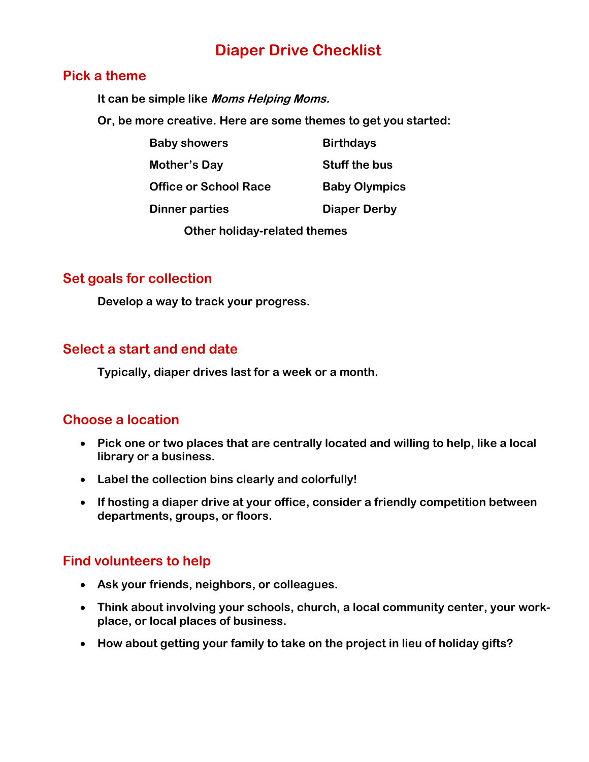# Diaper Drive Checklist

## Pick a theme

It can be simple like ***Moms Helping Moms.***

Or, be more creative. Here are some themes to get you started:

- Baby showers
- Birthdays
- Mother's Day
- Stuff the bus
- Office or School Race
- Baby Olympics
- Dinner parties
- Diaper Derby
- Other holiday-related themes

## Set goals for collection

Develop a way to track your progress.

## Select a start and end date

Typically, diaper drives last for a week or a month.

## Choose a location

- Pick one or two places that are centrally located and willing to help, like a local library or a business.
- Label the collection bins clearly and colorfully!
- If hosting a diaper drive at your office, consider a friendly competition between departments, groups, or floors.

## Find volunteers to help

- Ask your friends, neighbors, or colleagues.
- Think about involving your schools, church, a local community center, your workplace, or local places of business.
- How about getting your family to take on the project in lieu of holiday gifts?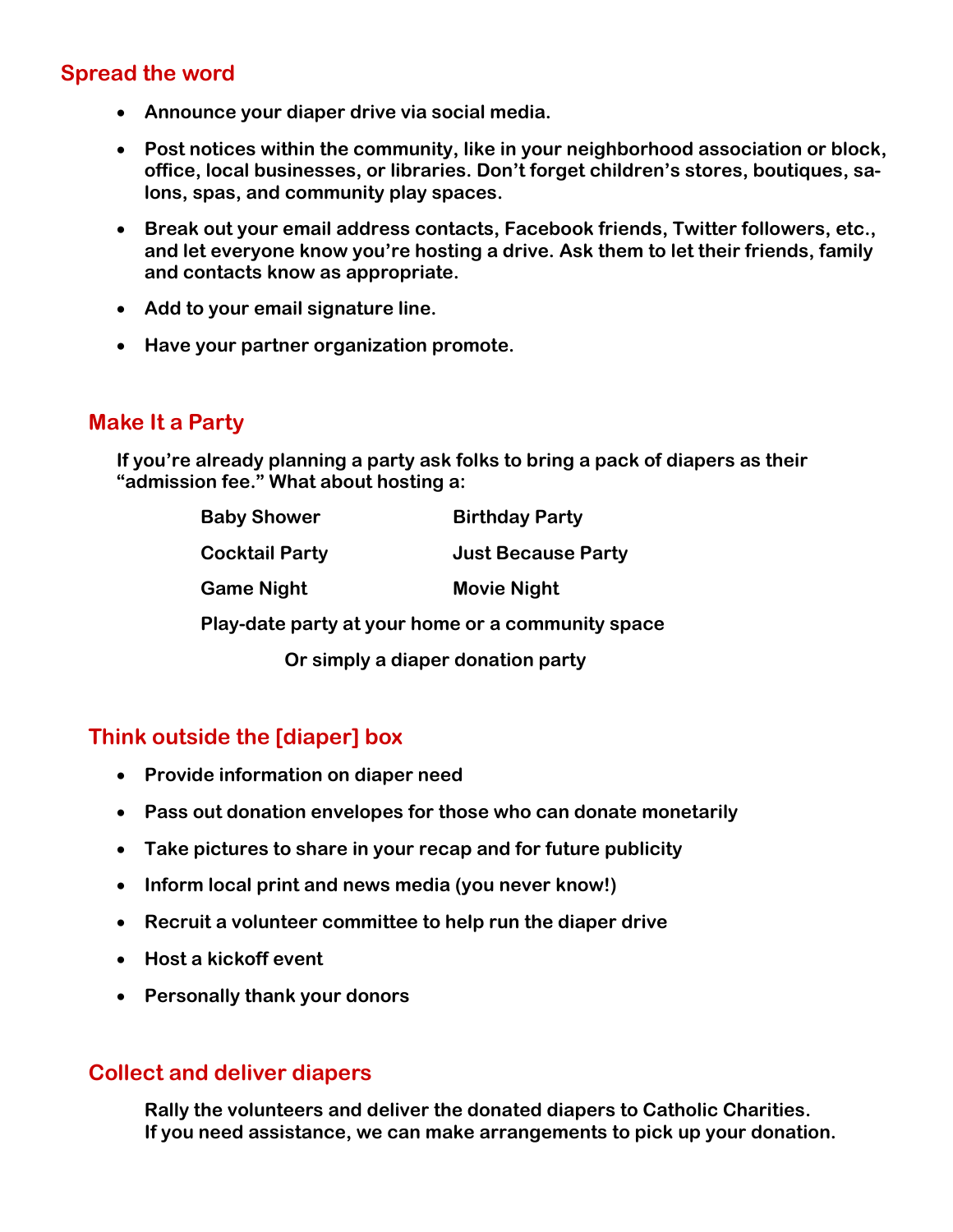## Spread the word

- Announce your diaper drive via social media.
- Post notices within the community, like in your neighborhood association or block, office, local businesses, or libraries. Don't forget children's stores, boutiques, salons, spas, and community play spaces.
- Break out your email address contacts, Facebook friends, Twitter followers, etc., and let everyone know you're hosting a drive. Ask them to let their friends, family and contacts know as appropriate.
- Add to your email signature line.
- Have your partner organization promote.

## Make It a Party

If you're already planning a party ask folks to bring a pack of diapers as their "admission fee." What about hosting a:

Baby Shower

Birthday Party

Cocktail Party

Just Because Party

Game Night

Movie Night

Play-date party at your home or a community space

Or simply a diaper donation party

## Think outside the [diaper] box

- Provide information on diaper need
- Pass out donation envelopes for those who can donate monetarily
- Take pictures to share in your recap and for future publicity
- Inform local print and news media (you never know!)
- Recruit a volunteer committee to help run the diaper drive
- Host a kickoff event
- Personally thank your donors

## Collect and deliver diapers

Rally the volunteers and deliver the donated diapers to Catholic Charities. If you need assistance, we can make arrangements to pick up your donation.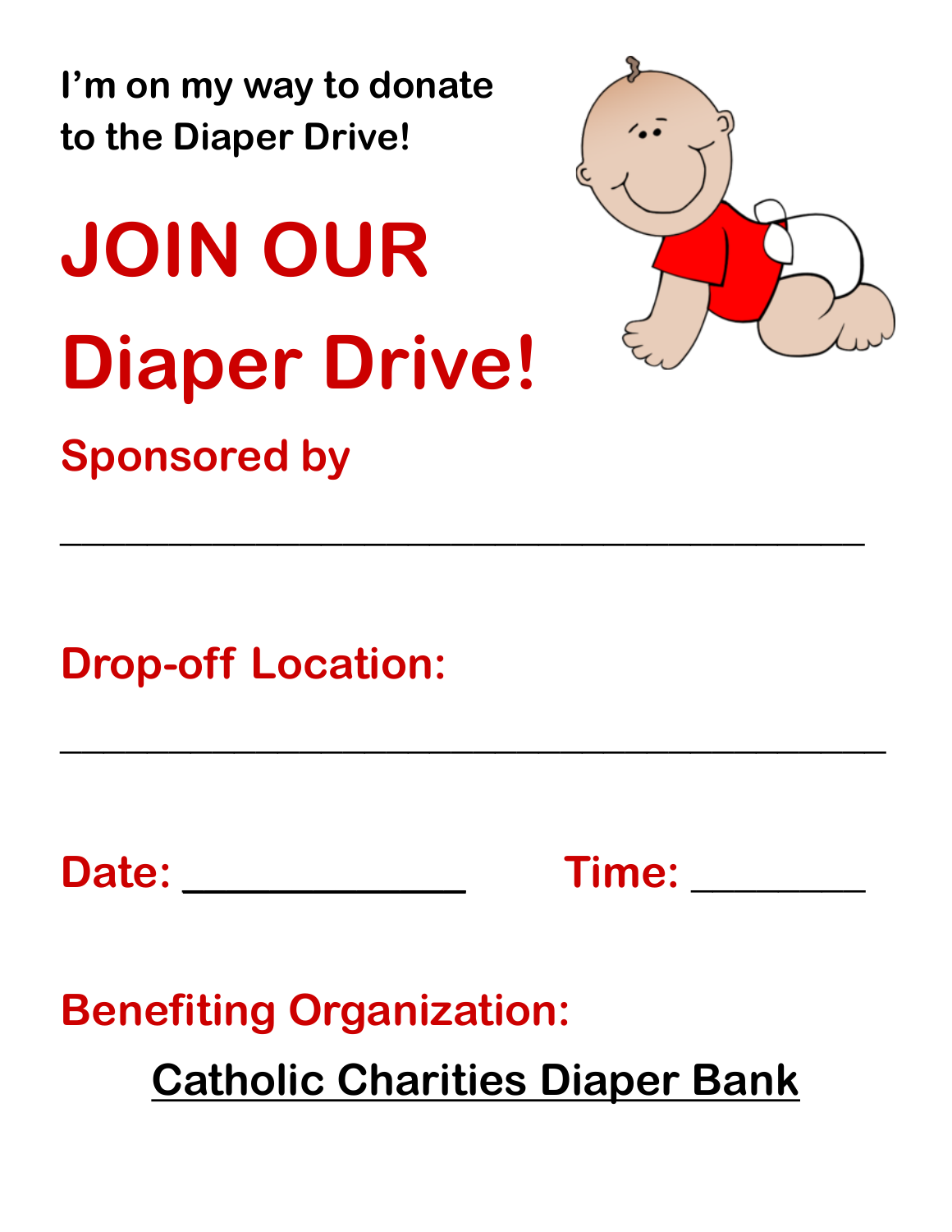**I'm on my way to donate to the Diaper Drive!**

# JOIN OUR Diaper Drive!

**Sponsored by**

_______________________________________________

**Drop-off Location:**

_______________________________________________

**Date:** _______________ **Time:** _________

**Benefiting Organization:**

**Catholic Charities Diaper Bank**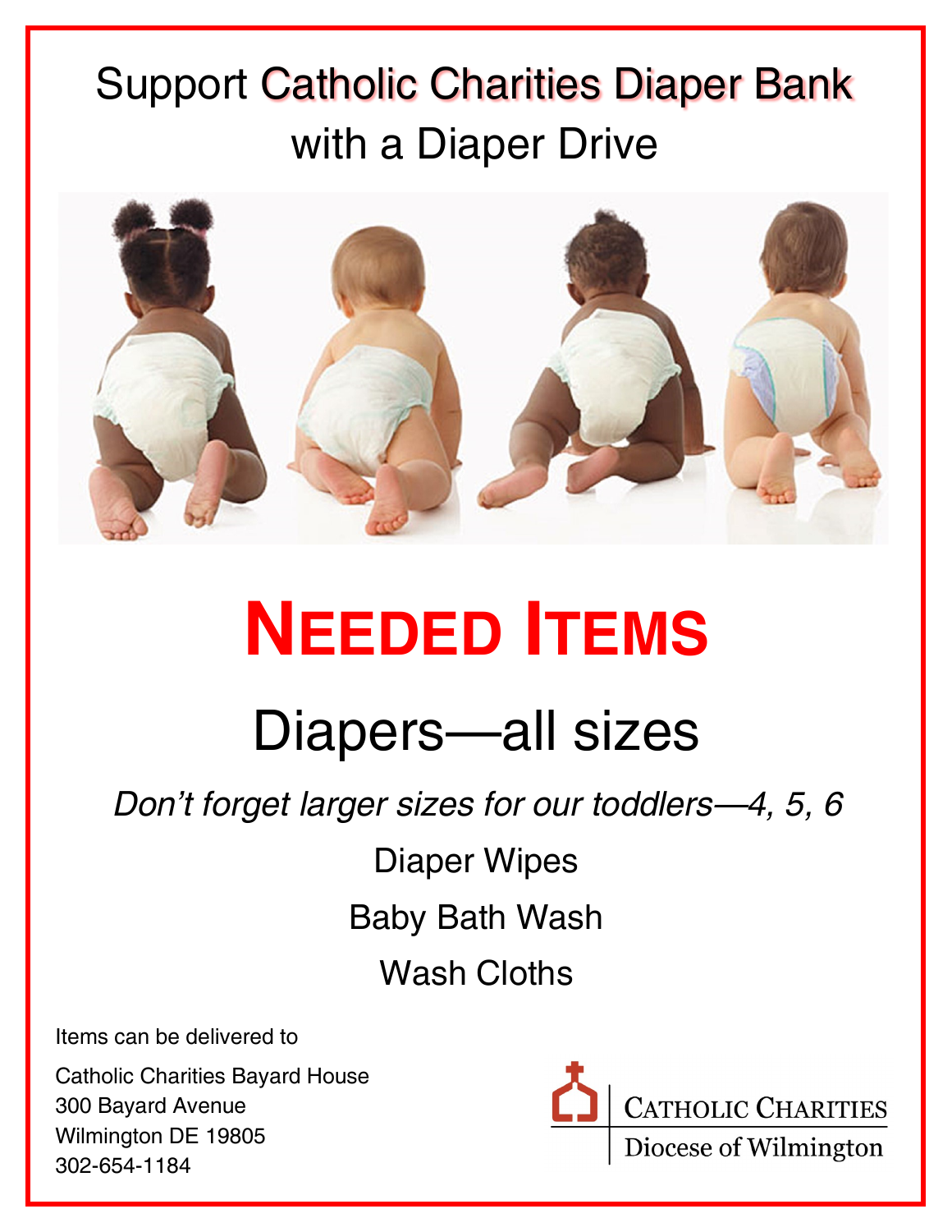# Support Catholic Charities Diaper Bank with a Diaper Drive

## Needed Items

### Diapers—all sizes

*Don't forget larger sizes for our toddlers—4, 5, 6*

Diaper Wipes

Baby Bath Wash

Wash Cloths

Items can be delivered to

Catholic Charities Bayard House
300 Bayard Avenue
Wilmington DE 19805
302-654-1184

Catholic Charities
Diocese of Wilmington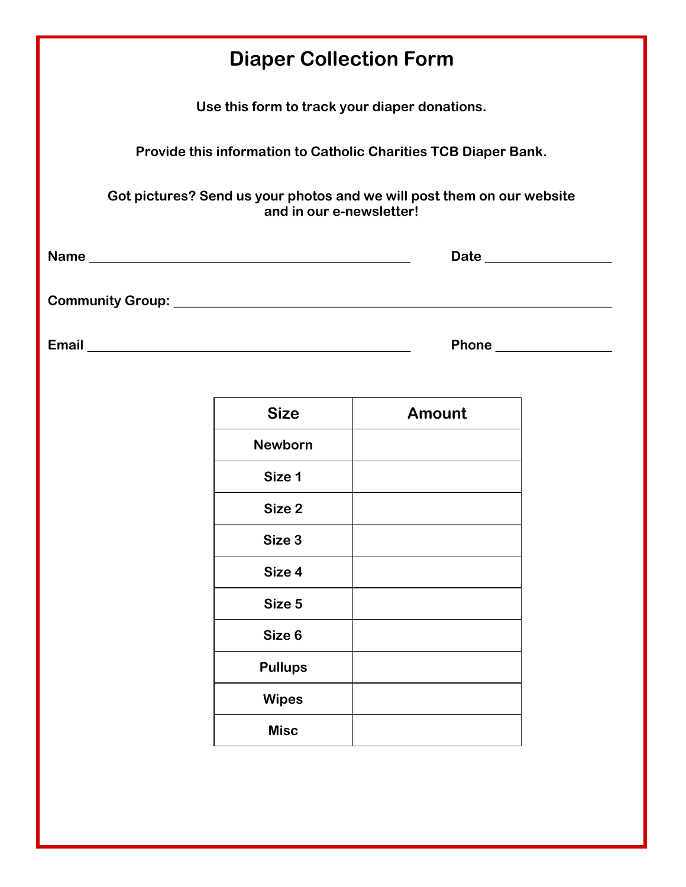# Diaper Collection Form

**Use this form to track your diaper donations.**

**Provide this information to Catholic Charities TCB Diaper Bank.**

**Got pictures? Send us your photos and we will post them on our website and in our e-newsletter!**

**Name** ______________________________________________ **Date** _________________

**Community Group:** _____________________________________________________________

**Email** ______________________________________________ **Phone** ________________

| Size | Amount |
|---|---|
| Newborn | |
| Size 1 | |
| Size 2 | |
| Size 3 | |
| Size 4 | |
| Size 5 | |
| Size 6 | |
| Pullups | |
| Wipes | |
| Misc | |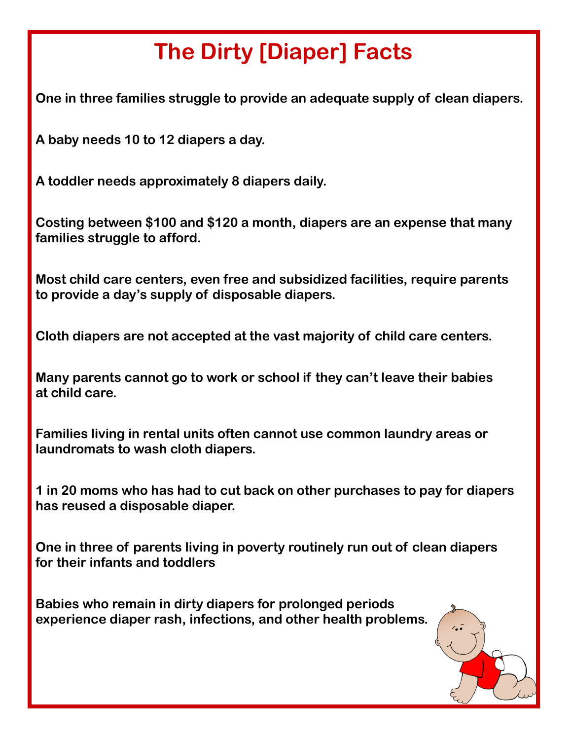# The Dirty [Diaper] Facts

**One in three families struggle to provide an adequate supply of clean diapers.**

**A baby needs 10 to 12 diapers a day.**

**A toddler needs approximately 8 diapers daily.**

**Costing between $100 and $120 a month, diapers are an expense that many families struggle to afford.**

**Most child care centers, even free and subsidized facilities, require parents to provide a day's supply of disposable diapers.**

**Cloth diapers are not accepted at the vast majority of child care centers.**

**Many parents cannot go to work or school if they can't leave their babies at child care.**

**Families living in rental units often cannot use common laundry areas or laundromats to wash cloth diapers.**

**1 in 20 moms who has had to cut back on other purchases to pay for diapers has reused a disposable diaper.**

**One in three of parents living in poverty routinely run out of clean diapers for their infants and toddlers**

**Babies who remain in dirty diapers for prolonged periods experience diaper rash, infections, and other health problems.**